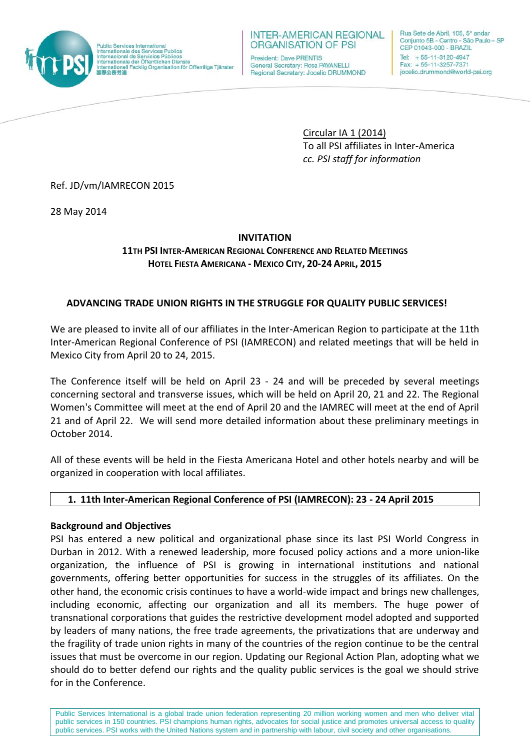Public Services International
Internationale des Services Publics
Internacional de Servicios Públicos
Internationale der Öffentlichen Dienste
Internationell Facklig Organisation för Offentliga Tjänster
国際公務労連

INTER-AMERICAN REGIONAL ORGANISATION OF PSI

President: Dave PRENTIS
General Secretary: Rosa PAVANELLI
Regional Secretary: Jocelio DRUMMOND

Rua Sete de Abril, 105, 5° andar
Conjunto 5B - Centro - São Paulo – SP
CEP 01043-000 - BRAZIL
Tel: + 55-11-3120-4947
Fax: + 55-11-3257-7371
jocelio.drummond@world-psi.org

Circular IA 1 (2014)
To all PSI affiliates in Inter-America
*cc. PSI staff for information*

Ref. JD/vm/IAMRECON 2015

28 May 2014

**INVITATION**

**11TH PSI INTER-AMERICAN REGIONAL CONFERENCE AND RELATED MEETINGS**
**HOTEL FIESTA AMERICANA - MEXICO CITY, 20-24 APRIL, 2015**

**ADVANCING TRADE UNION RIGHTS IN THE STRUGGLE FOR QUALITY PUBLIC SERVICES!**

We are pleased to invite all of our affiliates in the Inter-American Region to participate at the 11th Inter-American Regional Conference of PSI (IAMRECON) and related meetings that will be held in Mexico City from April 20 to 24, 2015.

The Conference itself will be held on April 23 - 24 and will be preceded by several meetings concerning sectoral and transverse issues, which will be held on April 20, 21 and 22. The Regional Women's Committee will meet at the end of April 20 and the IAMREC will meet at the end of April 21 and of April 22. We will send more detailed information about these preliminary meetings in October 2014.

All of these events will be held in the Fiesta Americana Hotel and other hotels nearby and will be organized in cooperation with local affiliates.

## 1. 11th Inter-American Regional Conference of PSI (IAMRECON): 23 - 24 April 2015

**Background and Objectives**

PSI has entered a new political and organizational phase since its last PSI World Congress in Durban in 2012. With a renewed leadership, more focused policy actions and a more union-like organization, the influence of PSI is growing in international institutions and national governments, offering better opportunities for success in the struggles of its affiliates. On the other hand, the economic crisis continues to have a world-wide impact and brings new challenges, including economic, affecting our organization and all its members. The huge power of transnational corporations that guides the restrictive development model adopted and supported by leaders of many nations, the free trade agreements, the privatizations that are underway and the fragility of trade union rights in many of the countries of the region continue to be the central issues that must be overcome in our region. Updating our Regional Action Plan, adopting what we should do to better defend our rights and the quality public services is the goal we should strive for in the Conference.

Public Services International is a global trade union federation representing 20 million working women and men who deliver vital public services in 150 countries. PSI champions human rights, advocates for social justice and promotes universal access to quality public services. PSI works with the United Nations system and in partnership with labour, civil society and other organisations.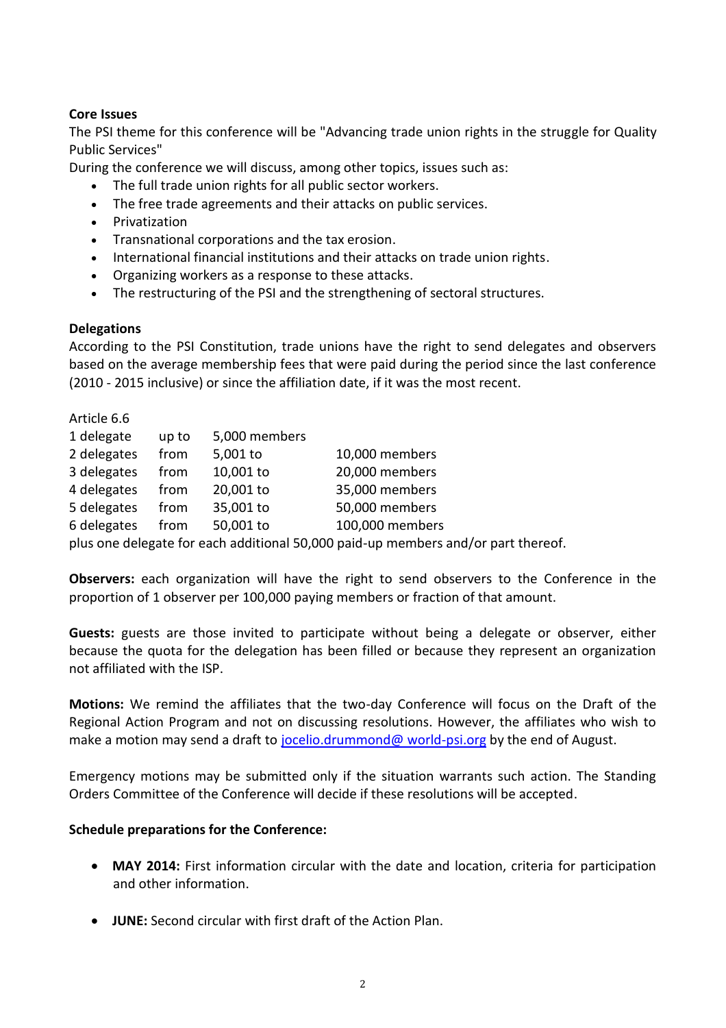**Core Issues**

The PSI theme for this conference will be "Advancing trade union rights in the struggle for Quality Public Services"

During the conference we will discuss, among other topics, issues such as:

- The full trade union rights for all public sector workers.
- The free trade agreements and their attacks on public services.
- Privatization
- Transnational corporations and the tax erosion.
- International financial institutions and their attacks on trade union rights.
- Organizing workers as a response to these attacks.
- The restructuring of the PSI and the strengthening of sectoral structures.

**Delegations**

According to the PSI Constitution, trade unions have the right to send delegates and observers based on the average membership fees that were paid during the period since the last conference (2010 - 2015 inclusive) or since the affiliation date, if it was the most recent.

Article 6.6

| | | | |
|---|---|---|---|
| 1 delegate | up to | 5,000 members | |
| 2 delegates | from | 5,001 to | 10,000 members |
| 3 delegates | from | 10,001 to | 20,000 members |
| 4 delegates | from | 20,001 to | 35,000 members |
| 5 delegates | from | 35,001 to | 50,000 members |
| 6 delegates | from | 50,001 to | 100,000 members |

plus one delegate for each additional 50,000 paid-up members and/or part thereof.

**Observers:** each organization will have the right to send observers to the Conference in the proportion of 1 observer per 100,000 paying members or fraction of that amount.

**Guests:** guests are those invited to participate without being a delegate or observer, either because the quota for the delegation has been filled or because they represent an organization not affiliated with the ISP.

**Motions:** We remind the affiliates that the two-day Conference will focus on the Draft of the Regional Action Program and not on discussing resolutions. However, the affiliates who wish to make a motion may send a draft to jocelio.drummond@ world-psi.org by the end of August.

Emergency motions may be submitted only if the situation warrants such action. The Standing Orders Committee of the Conference will decide if these resolutions will be accepted.

**Schedule preparations for the Conference:**

- **MAY 2014:** First information circular with the date and location, criteria for participation and other information.
- **JUNE:** Second circular with first draft of the Action Plan.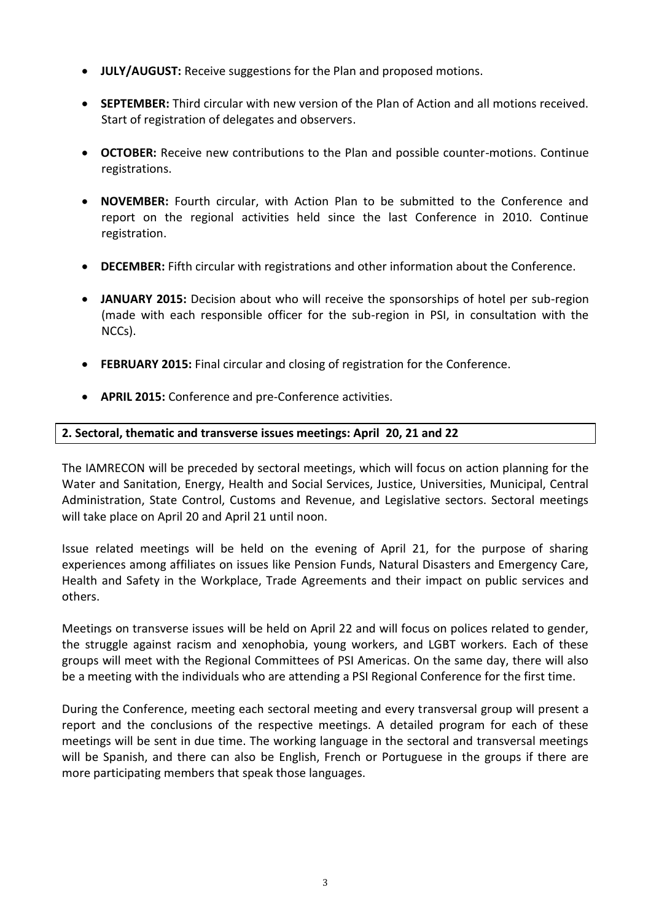- **JULY/AUGUST:** Receive suggestions for the Plan and proposed motions.
- **SEPTEMBER:** Third circular with new version of the Plan of Action and all motions received. Start of registration of delegates and observers.
- **OCTOBER:** Receive new contributions to the Plan and possible counter-motions. Continue registrations.
- **NOVEMBER:** Fourth circular, with Action Plan to be submitted to the Conference and report on the regional activities held since the last Conference in 2010. Continue registration.
- **DECEMBER:** Fifth circular with registrations and other information about the Conference.
- **JANUARY 2015:** Decision about who will receive the sponsorships of hotel per sub-region (made with each responsible officer for the sub-region in PSI, in consultation with the NCCs).
- **FEBRUARY 2015:** Final circular and closing of registration for the Conference.
- **APRIL 2015:** Conference and pre-Conference activities.

## 2. Sectoral, thematic and transverse issues meetings: April 20, 21 and 22

The IAMRECON will be preceded by sectoral meetings, which will focus on action planning for the Water and Sanitation, Energy, Health and Social Services, Justice, Universities, Municipal, Central Administration, State Control, Customs and Revenue, and Legislative sectors. Sectoral meetings will take place on April 20 and April 21 until noon.

Issue related meetings will be held on the evening of April 21, for the purpose of sharing experiences among affiliates on issues like Pension Funds, Natural Disasters and Emergency Care, Health and Safety in the Workplace, Trade Agreements and their impact on public services and others.

Meetings on transverse issues will be held on April 22 and will focus on polices related to gender, the struggle against racism and xenophobia, young workers, and LGBT workers. Each of these groups will meet with the Regional Committees of PSI Americas. On the same day, there will also be a meeting with the individuals who are attending a PSI Regional Conference for the first time.

During the Conference, meeting each sectoral meeting and every transversal group will present a report and the conclusions of the respective meetings. A detailed program for each of these meetings will be sent in due time. The working language in the sectoral and transversal meetings will be Spanish, and there can also be English, French or Portuguese in the groups if there are more participating members that speak those languages.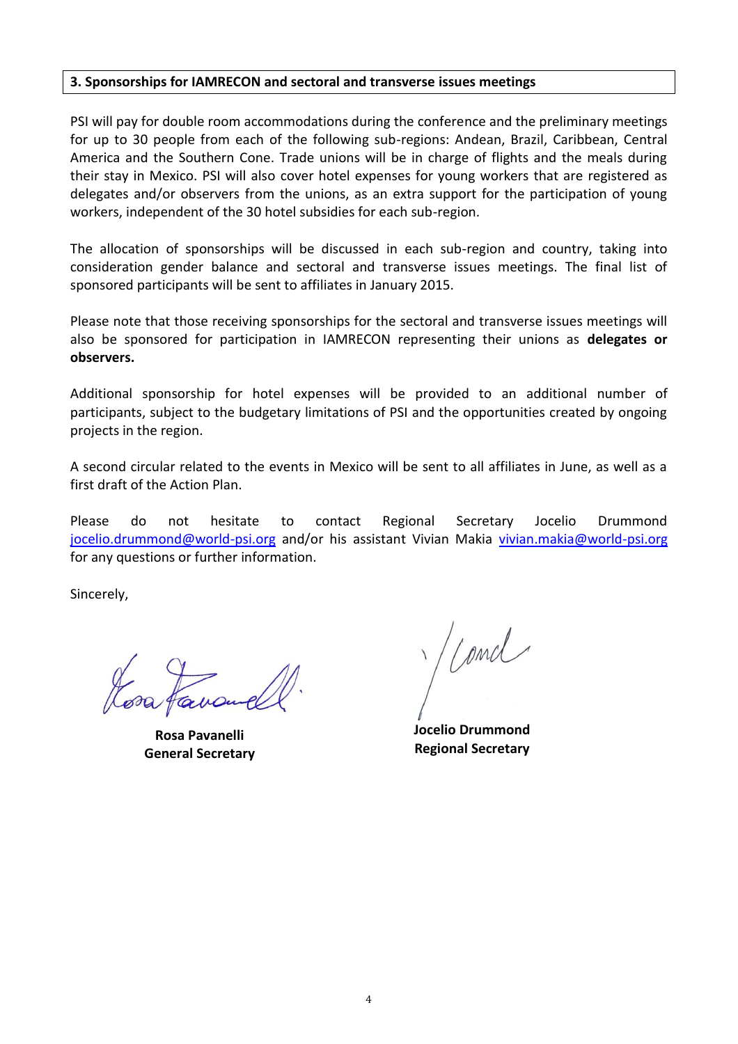### 3. Sponsorships for IAMRECON and sectoral and transverse issues meetings

PSI will pay for double room accommodations during the conference and the preliminary meetings for up to 30 people from each of the following sub-regions: Andean, Brazil, Caribbean, Central America and the Southern Cone. Trade unions will be in charge of flights and the meals during their stay in Mexico. PSI will also cover hotel expenses for young workers that are registered as delegates and/or observers from the unions, as an extra support for the participation of young workers, independent of the 30 hotel subsidies for each sub-region.

The allocation of sponsorships will be discussed in each sub-region and country, taking into consideration gender balance and sectoral and transverse issues meetings. The final list of sponsored participants will be sent to affiliates in January 2015.

Please note that those receiving sponsorships for the sectoral and transverse issues meetings will also be sponsored for participation in IAMRECON representing their unions as **delegates or observers.**

Additional sponsorship for hotel expenses will be provided to an additional number of participants, subject to the budgetary limitations of PSI and the opportunities created by ongoing projects in the region.

A second circular related to the events in Mexico will be sent to all affiliates in June, as well as a first draft of the Action Plan.

Please do not hesitate to contact Regional Secretary Jocelio Drummond jocelio.drummond@world-psi.org and/or his assistant Vivian Makia vivian.makia@world-psi.org for any questions or further information.

Sincerely,

**Rosa Pavanelli**
**General Secretary**

**Jocelio Drummond**
**Regional Secretary**